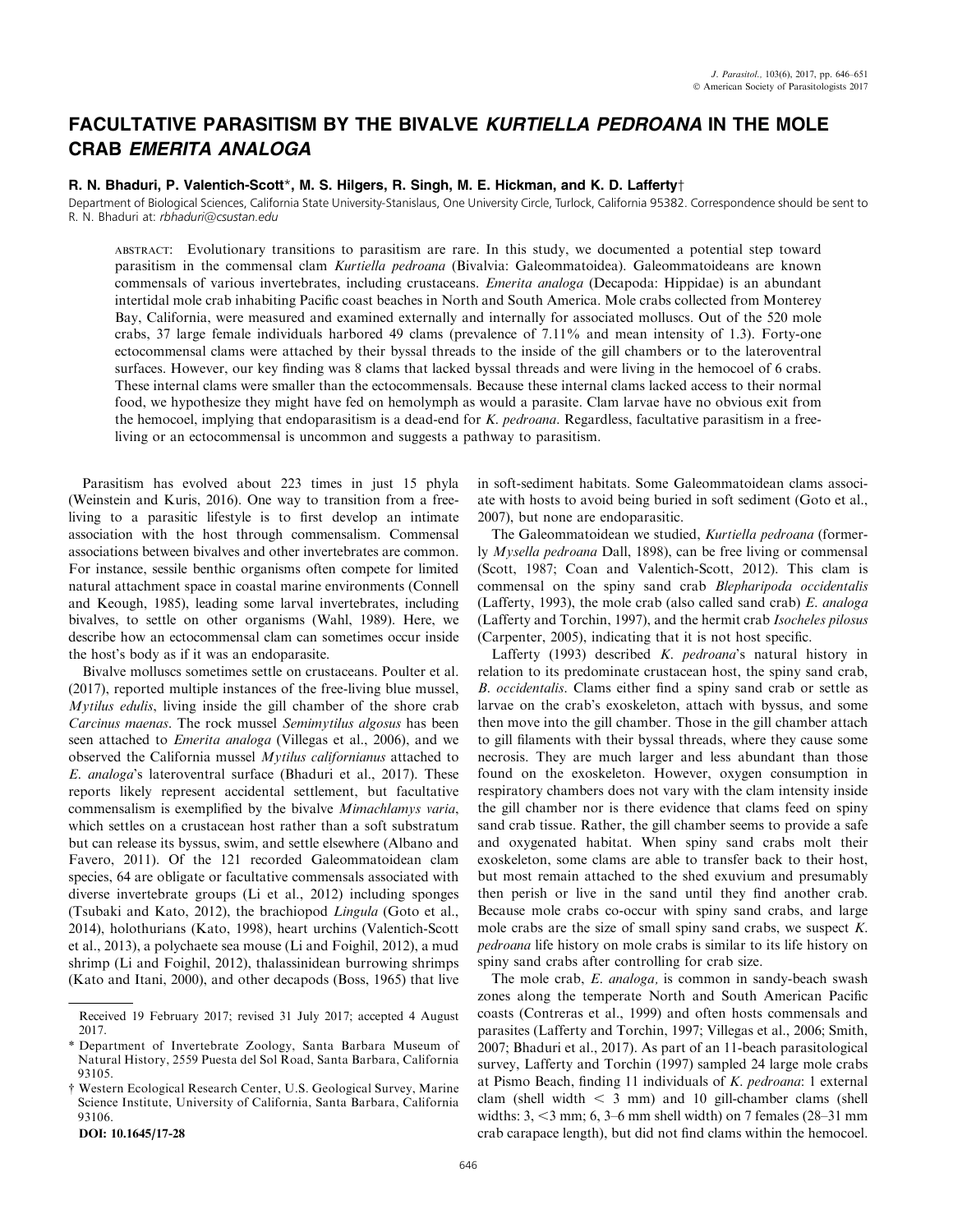# FACULTATIVE PARASITISM BY THE BIVALVE *KURTIELLA PEDROANA* IN THE MOLE CRAB *EMERITA ANALOGA*

**R. N. Bhaduri, P. Valentich-Scott*, M. S. Hilgers, R. Singh, M. E. Hickman, and K. D. Lafferty†**

Department of Biological Sciences, California State University-Stanislaus, One University Circle, Turlock, California 95382. Correspondence should be sent to R. N. Bhaduri at: rbhaduri@csustan.edu

ABSTRACT: Evolutionary transitions to parasitism are rare. In this study, we documented a potential step toward parasitism in the commensal clam *Kurtiella pedroana* (Bivalvia: Galeommatoidea). Galeommatoideans are known commensals of various invertebrates, including crustaceans. *Emerita analoga* (Decapoda: Hippidae) is an abundant intertidal mole crab inhabiting Pacific coast beaches in North and South America. Mole crabs collected from Monterey Bay, California, were measured and examined externally and internally for associated molluscs. Out of the 520 mole crabs, 37 large female individuals harbored 49 clams (prevalence of 7.11% and mean intensity of 1.3). Forty-one ectocommensal clams were attached by their byssal threads to the inside of the gill chambers or to the lateroventral surfaces. However, our key finding was 8 clams that lacked byssal threads and were living in the hemocoel of 6 crabs. These internal clams were smaller than the ectocommensals. Because these internal clams lacked access to their normal food, we hypothesize they might have fed on hemolymph as would a parasite. Clam larvae have no obvious exit from the hemocoel, implying that endoparasitism is a dead-end for *K. pedroana*. Regardless, facultative parasitism in a free-living or an ectocommensal is uncommon and suggests a pathway to parasitism.

Parasitism has evolved about 223 times in just 15 phyla (Weinstein and Kuris, 2016). One way to transition from a free-living to a parasitic lifestyle is to first develop an intimate association with the host through commensalism. Commensal associations between bivalves and other invertebrates are common. For instance, sessile benthic organisms often compete for limited natural attachment space in coastal marine environments (Connell and Keough, 1985), leading some larval invertebrates, including bivalves, to settle on other organisms (Wahl, 1989). Here, we describe how an ectocommensal clam can sometimes occur inside the host's body as if it was an endoparasite.

Bivalve molluscs sometimes settle on crustaceans. Poulter et al. (2017), reported multiple instances of the free-living blue mussel, *Mytilus edulis*, living inside the gill chamber of the shore crab *Carcinus maenas*. The rock mussel *Semimytilus algosus* has been seen attached to *Emerita analoga* (Villegas et al., 2006), and we observed the California mussel *Mytilus californianus* attached to *E. analoga*'s lateroventral surface (Bhaduri et al., 2017). These reports likely represent accidental settlement, but facultative commensalism is exemplified by the bivalve *Mimachlamys varia*, which settles on a crustacean host rather than a soft substratum but can release its byssus, swim, and settle elsewhere (Albano and Favero, 2011). Of the 121 recorded Galeommatoidean clam species, 64 are obligate or facultative commensals associated with diverse invertebrate groups (Li et al., 2012) including sponges (Tsubaki and Kato, 2012), the brachiopod *Lingula* (Goto et al., 2014), holothurians (Kato, 1998), heart urchins (Valentich-Scott et al., 2013), a polychaete sea mouse (Li and Foighil, 2012), a mud shrimp (Li and Foighil, 2012), thalassinidean burrowing shrimps (Kato and Itani, 2000), and other decapods (Boss, 1965) that live in soft-sediment habitats. Some Galeommatoidean clams associate with hosts to avoid being buried in soft sediment (Goto et al., 2007), but none are endoparasitic.

The Galeommatoidean we studied, *Kurtiella pedroana* (formerly *Mysella pedroana* Dall, 1898), can be free living or commensal (Scott, 1987; Coan and Valentich-Scott, 2012). This clam is commensal on the spiny sand crab *Blepharipoda occidentalis* (Lafferty, 1993), the mole crab (also called sand crab) *E. analoga* (Lafferty and Torchin, 1997), and the hermit crab *Isocheles pilosus* (Carpenter, 2005), indicating that it is not host specific.

Lafferty (1993) described *K. pedroana*'s natural history in relation to its predominate crustacean host, the spiny sand crab, *B. occidentalis*. Clams either find a spiny sand crab or settle as larvae on the crab's exoskeleton, attach with byssus, and some then move into the gill chamber. Those in the gill chamber attach to gill filaments with their byssal threads, where they cause some necrosis. They are much larger and less abundant than those found on the exoskeleton. However, oxygen consumption in respiratory chambers does not vary with the clam intensity inside the gill chamber nor is there evidence that clams feed on spiny sand crab tissue. Rather, the gill chamber seems to provide a safe and oxygenated habitat. When spiny sand crabs molt their exoskeleton, some clams are able to transfer back to their host, but most remain attached to the shed exuvium and presumably then perish or live in the sand until they find another crab. Because mole crabs co-occur with spiny sand crabs, and large mole crabs are the size of small spiny sand crabs, we suspect *K. pedroana* life history on mole crabs is similar to its life history on spiny sand crabs after controlling for crab size.

The mole crab, *E. analoga,* is common in sandy-beach swash zones along the temperate North and South American Pacific coasts (Contreras et al., 1999) and often hosts commensals and parasites (Lafferty and Torchin, 1997; Villegas et al., 2006; Smith, 2007; Bhaduri et al., 2017). As part of an 11-beach parasitological survey, Lafferty and Torchin (1997) sampled 24 large mole crabs at Pismo Beach, finding 11 individuals of *K. pedroana*: 1 external clam (shell width < 3 mm) and 10 gill-chamber clams (shell widths: 3, <3 mm; 6, 3–6 mm shell width) on 7 females (28–31 mm crab carapace length), but did not find clams within the hemocoel.

---

Received 19 February 2017; revised 31 July 2017; accepted 4 August 2017.

\* Department of Invertebrate Zoology, Santa Barbara Museum of Natural History, 2559 Puesta del Sol Road, Santa Barbara, California 93105.

† Western Ecological Research Center, U.S. Geological Survey, Marine Science Institute, University of California, Santa Barbara, California 93106.

DOI: 10.1645/17-28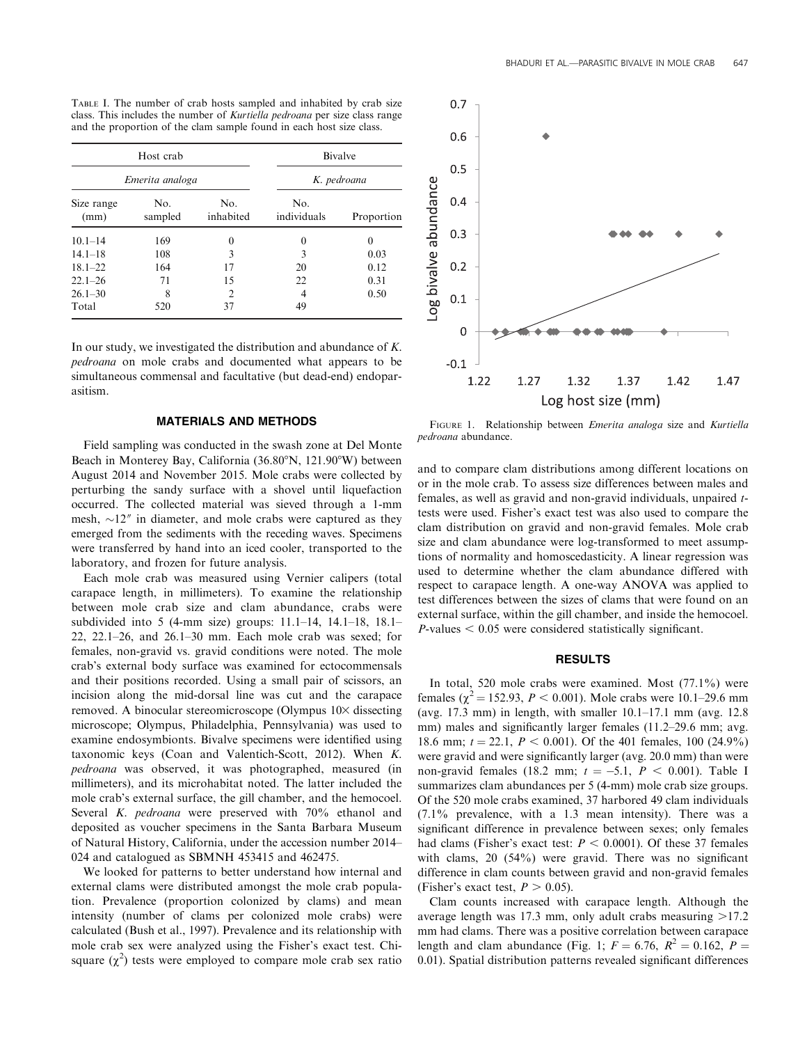TABLE I. The number of crab hosts sampled and inhabited by crab size class. This includes the number of *Kurtiella pedroana* per size class range and the proportion of the clam sample found in each host size class.

| Host crab | | | Bivalve | |
|---|---|---|---|---|
| *Emerita analoga* | | | *K. pedroana* | |
| Size range (mm) | No. sampled | No. inhabited | No. individuals | Proportion |
| 10.1–14 | 169 | 0 | 0 | 0 |
| 14.1–18 | 108 | 3 | 3 | 0.03 |
| 18.1–22 | 164 | 17 | 20 | 0.12 |
| 22.1–26 | 71 | 15 | 22 | 0.31 |
| 26.1–30 | 8 | 2 | 4 | 0.50 |
| Total | 520 | 37 | 49 | |

In our study, we investigated the distribution and abundance of *K. pedroana* on mole crabs and documented what appears to be simultaneous commensal and facultative (but dead-end) endoparasitism.

## MATERIALS AND METHODS

Field sampling was conducted in the swash zone at Del Monte Beach in Monterey Bay, California (36.80°N, 121.90°W) between August 2014 and November 2015. Mole crabs were collected by perturbing the sandy surface with a shovel until liquefaction occurred. The collected material was sieved through a 1-mm mesh, ~12″ in diameter, and mole crabs were captured as they emerged from the sediments with the receding waves. Specimens were transferred by hand into an iced cooler, transported to the laboratory, and frozen for future analysis.

Each mole crab was measured using Vernier calipers (total carapace length, in millimeters). To examine the relationship between mole crab size and clam abundance, crabs were subdivided into 5 (4-mm size) groups: 11.1–14, 14.1–18, 18.1–22, 22.1–26, and 26.1–30 mm. Each mole crab was sexed; for females, non-gravid vs. gravid conditions were noted. The mole crab's external body surface was examined for ectocommensals and their positions recorded. Using a small pair of scissors, an incision along the mid-dorsal line was cut and the carapace removed. A binocular stereomicroscope (Olympus 10× dissecting microscope; Olympus, Philadelphia, Pennsylvania) was used to examine endosymbionts. Bivalve specimens were identified using taxonomic keys (Coan and Valentich-Scott, 2012). When *K. pedroana* was observed, it was photographed, measured (in millimeters), and its microhabitat noted. The latter included the mole crab's external surface, the gill chamber, and the hemocoel. Several *K. pedroana* were preserved with 70% ethanol and deposited as voucher specimens in the Santa Barbara Museum of Natural History, California, under the accession number 2014–024 and catalogued as SBMNH 453415 and 462475.

We looked for patterns to better understand how internal and external clams were distributed amongst the mole crab population. Prevalence (proportion colonized by clams) and mean intensity (number of clams per colonized mole crabs) were calculated (Bush et al., 1997). Prevalence and its relationship with mole crab sex were analyzed using the Fisher's exact test. Chi-square ($\chi^2$) tests were employed to compare mole crab sex ratio and to compare clam distributions among different locations on or in the mole crab. To assess size differences between males and females, as well as gravid and non-gravid individuals, unpaired *t*-tests were used. Fisher's exact test was also used to compare the clam distribution on gravid and non-gravid females. Mole crab size and clam abundance were log-transformed to meet assumptions of normality and homoscedasticity. A linear regression was used to determine whether the clam abundance differed with respect to carapace length. A one-way ANOVA was applied to test differences between the sizes of clams that were found on an external surface, within the gill chamber, and inside the hemocoel. *P*-values $< 0.05$ were considered statistically significant.

FIGURE 1. Relationship between *Emerita analoga* size and *Kurtiella pedroana* abundance.

## RESULTS

In total, 520 mole crabs were examined. Most (77.1%) were females ($\chi^2 = 152.93$, $P < 0.001$). Mole crabs were 10.1–29.6 mm (avg. 17.3 mm) in length, with smaller 10.1–17.1 mm (avg. 12.8 mm) males and significantly larger females (11.2–29.6 mm; avg. 18.6 mm; $t = 22.1$, $P < 0.001$). Of the 401 females, 100 (24.9%) were gravid and were significantly larger (avg. 20.0 mm) than were non-gravid females (18.2 mm; $t = -5.1$, $P < 0.001$). Table I summarizes clam abundances per 5 (4-mm) mole crab size groups. Of the 520 mole crabs examined, 37 harbored 49 clam individuals (7.1% prevalence, with a 1.3 mean intensity). There was a significant difference in prevalence between sexes; only females had clams (Fisher's exact test: $P < 0.0001$). Of these 37 females with clams, 20 (54%) were gravid. There was no significant difference in clam counts between gravid and non-gravid females (Fisher's exact test, $P > 0.05$).

Clam counts increased with carapace length. Although the average length was 17.3 mm, only adult crabs measuring >17.2 mm had clams. There was a positive correlation between carapace length and clam abundance (Fig. 1; $F = 6.76$, $R^2 = 0.162$, $P = 0.01$). Spatial distribution patterns revealed significant differences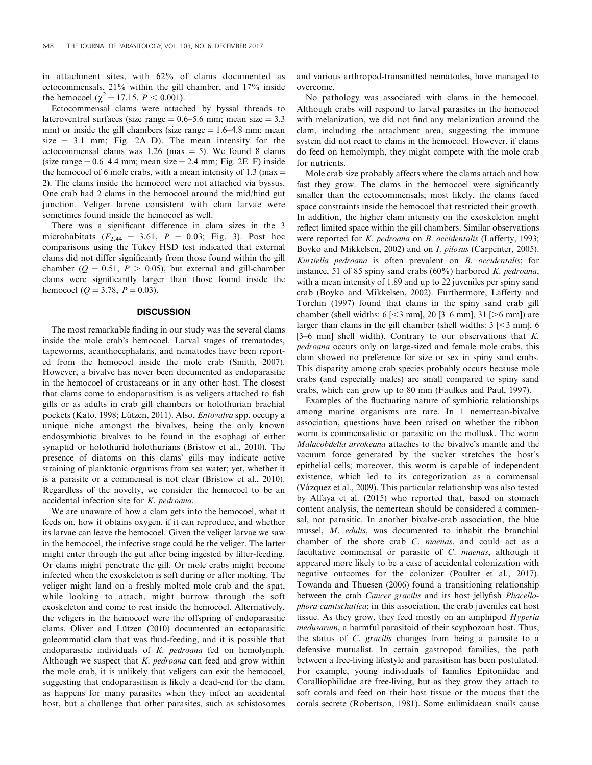in attachment sites, with 62% of clams documented as ectocommensals, 21% within the gill chamber, and 17% inside the hemocoel ($\chi^2 = 17.15$, $P < 0.001$).

Ectocommensal clams were attached by byssal threads to lateroventral surfaces (size range = 0.6–5.6 mm; mean size = 3.3 mm) or inside the gill chambers (size range = 1.6–4.8 mm; mean size = 3.1 mm; Fig. 2A–D). The mean intensity for the ectocommensal clams was 1.26 (max = 5). We found 8 clams (size range = 0.6–4.4 mm; mean size = 2.4 mm; Fig. 2E–F) inside the hemocoel of 6 mole crabs, with a mean intensity of 1.3 (max = 2). The clams inside the hemocoel were not attached via byssus. One crab had 2 clams in the hemocoel around the mid/hind gut junction. Veliger larvae consistent with clam larvae were sometimes found inside the hemocoel as well.

There was a significant difference in clam sizes in the 3 microhabitats ($F_{2,44} = 3.61$, $P = 0.03$; Fig. 3). Post hoc comparisons using the Tukey HSD test indicated that external clams did not differ significantly from those found within the gill chamber ($Q = 0.51$, $P > 0.05$), but external and gill-chamber clams were significantly larger than those found inside the hemocoel ($Q = 3.78$, $P = 0.03$).

## DISCUSSION

The most remarkable finding in our study was the several clams inside the mole crab's hemocoel. Larval stages of trematodes, tapeworms, acanthocephalans, and nematodes have been reported from the hemocoel inside the mole crab (Smith, 2007). However, a bivalve has never been documented as endoparasitic in the hemocoel of crustaceans or in any other host. The closest that clams come to endoparasitism is as veligers attached to fish gills or as adults in crab gill chambers or holothurian brachial pockets (Kato, 1998; Lützen, 2011). Also, *Entovalva* spp. occupy a unique niche amongst the bivalves, being the only known endosymbiotic bivalves to be found in the esophagi of either synaptid or holothurid holothurians (Bristow et al., 2010). The presence of diatoms on this clams' gills may indicate active straining of planktonic organisms from sea water; yet, whether it is a parasite or a commensal is not clear (Bristow et al., 2010). Regardless of the novelty, we consider the hemocoel to be an accidental infection site for *K. pedroana*.

We are unaware of how a clam gets into the hemocoel, what it feeds on, how it obtains oxygen, if it can reproduce, and whether its larvae can leave the hemocoel. Given the veliger larvae we saw in the hemocoel, the infective stage could be the veliger. The latter might enter through the gut after being ingested by filter-feeding. Or clams might penetrate the gill. Or mole crabs might become infected when the exoskeleton is soft during or after molting. The veliger might land on a freshly molted mole crab and the spat, while looking to attach, might burrow through the soft exoskeleton and come to rest inside the hemocoel. Alternatively, the veligers in the hemocoel were the offspring of endoparasitic clams. Oliver and Lützen (2010) documented an ectoparasitic galeommatid clam that was fluid-feeding, and it is possible that endoparasitic individuals of *K. pedroana* fed on hemolymph. Although we suspect that *K. pedroana* can feed and grow within the mole crab, it is unlikely that veligers can exit the hemocoel, suggesting that endoparasitism is likely a dead-end for the clam, as happens for many parasites when they infect an accidental host, but a challenge that other parasites, such as schistosomes and various arthropod-transmitted nematodes, have managed to overcome.

No pathology was associated with clams in the hemocoel. Although crabs will respond to larval parasites in the hemocoel with melanization, we did not find any melanization around the clam, including the attachment area, suggesting the immune system did not react to clams in the hemocoel. However, if clams do feed on hemolymph, they might compete with the mole crab for nutrients.

Mole crab size probably affects where the clams attach and how fast they grow. The clams in the hemocoel were significantly smaller than the ectocommensals; most likely, the clams faced space constraints inside the hemocoel that restricted their growth. In addition, the higher clam intensity on the exoskeleton might reflect limited space within the gill chambers. Similar observations were reported for *K. pedroana* on *B. occidentalis* (Lafferty, 1993; Boyko and Mikkelsen, 2002) and on *I. pilosus* (Carpenter, 2005). *Kurtiella pedroana* is often prevalent on *B. occidentalis*; for instance, 51 of 85 spiny sand crabs (60%) harbored *K. pedroana*, with a mean intensity of 1.89 and up to 22 juveniles per spiny sand crab (Boyko and Mikkelsen, 2002). Furthermore, Lafferty and Torchin (1997) found that clams in the spiny sand crab gill chamber (shell widths: 6 [<3 mm], 20 [3–6 mm], 31 [>6 mm]) are larger than clams in the gill chamber (shell widths: 3 [<3 mm], 6 [3–6 mm] shell width). Contrary to our observations that *K. pedroana* occurs only on large-sized and female mole crabs, this clam showed no preference for size or sex in spiny sand crabs. This disparity among crab species probably occurs because mole crabs (and especially males) are small compared to spiny sand crabs, which can grow up to 80 mm (Faulkes and Paul, 1997).

Examples of the fluctuating nature of symbiotic relationships among marine organisms are rare. In 1 nemertean-bivalve association, questions have been raised on whether the ribbon worm is commensalistic or parasitic on the mollusk. The worm *Malacobdella arrokeana* attaches to the bivalve's mantle and the vacuum force generated by the sucker stretches the host's epithelial cells; moreover, this worm is capable of independent existence, which led to its categorization as a commensal (Vázquez et al., 2009). This particular relationship was also tested by Alfaya et al. (2015) who reported that, based on stomach content analysis, the nemertean should be considered a commensal, not parasitic. In another bivalve-crab association, the blue mussel, *M. edulis*, was documented to inhabit the branchial chamber of the shore crab *C. maenas*, and could act as a facultative commensal or parasite of *C. maenas*, although it appeared more likely to be a case of accidental colonization with negative outcomes for the colonizer (Poulter et al., 2017). Towanda and Thuesen (2006) found a transitioning relationship between the crab *Cancer gracilis* and its host jellyfish *Phacellophora camtschatica*; in this association, the crab juveniles eat host tissue. As they grow, they feed mostly on an amphipod *Hyperia medusarum*, a harmful parasitoid of their scyphozoan host. Thus, the status of *C. gracilis* changes from being a parasite to a defensive mutualist. In certain gastropod families, the path between a free-living lifestyle and parasitism has been postulated. For example, young individuals of families Epitoniidae and Coralliophilidae are free-living, but as they grow they attach to soft corals and feed on their host tissue or the mucus that the corals secrete (Robertson, 1981). Some eulimidaean snails cause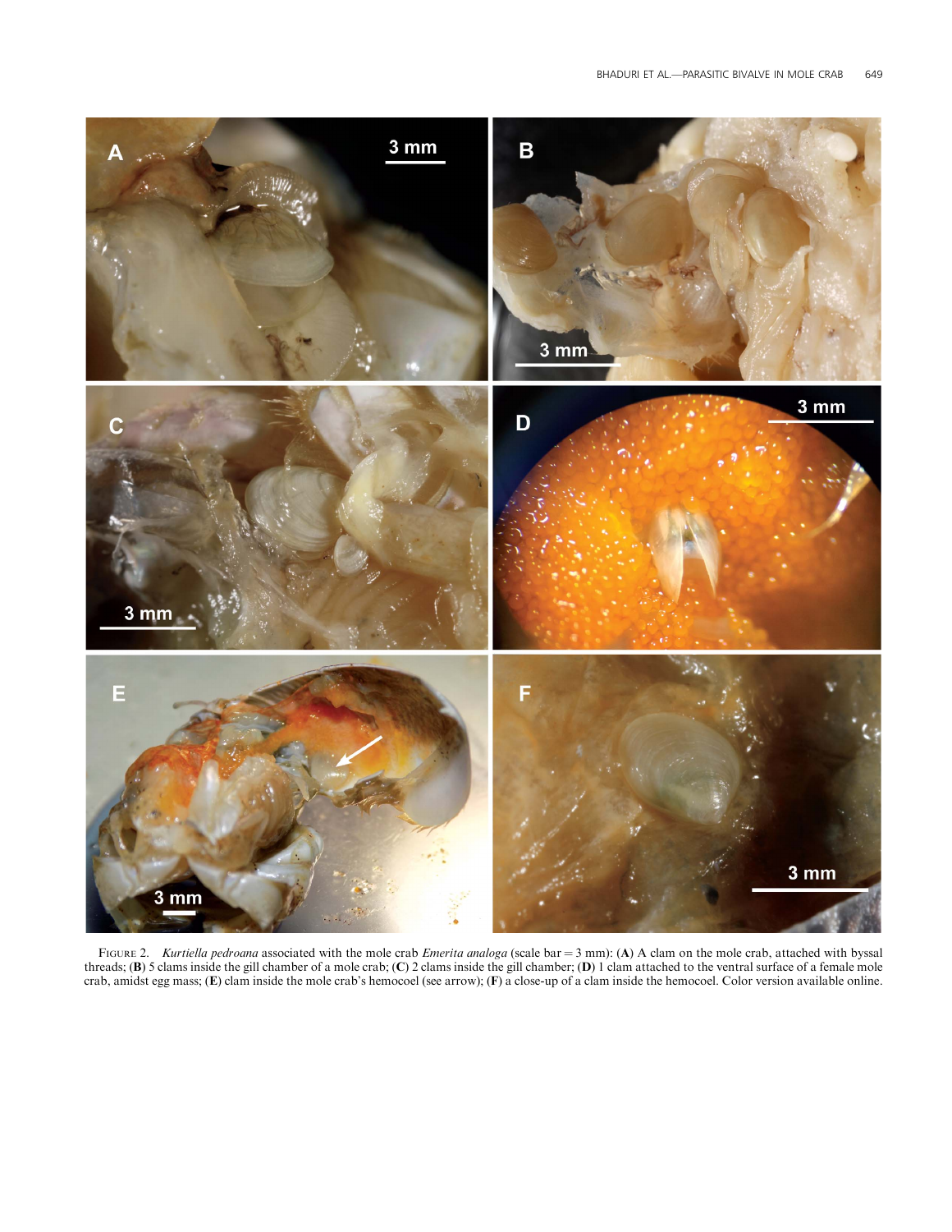FIGURE 2. *Kurtiella pedroana* associated with the mole crab *Emerita analoga* (scale bar = 3 mm): (**A**) A clam on the mole crab, attached with byssal threads; (**B**) 5 clams inside the gill chamber of a mole crab; (**C**) 2 clams inside the gill chamber; (**D**) 1 clam attached to the ventral surface of a female mole crab, amidst egg mass; (**E**) clam inside the mole crab's hemocoel (see arrow); (**F**) a close-up of a clam inside the hemocoel. Color version available online.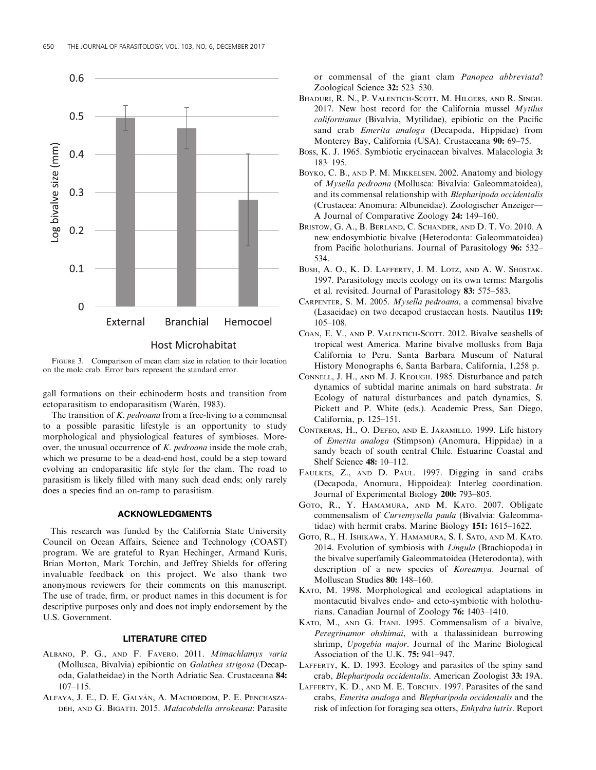FIGURE 3. Comparison of mean clam size in relation to their location on the mole crab. Error bars represent the standard error.

gall formations on their echinoderm hosts and transition from ectoparasitism to endoparasitism (Warén, 1983).

The transition of *K. pedroana* from a free-living to a commensal to a possible parasitic lifestyle is an opportunity to study morphological and physiological features of symbioses. Moreover, the unusual occurrence of *K. pedroana* inside the mole crab, which we presume to be a dead-end host, could be a step toward evolving an endoparasitic life style for the clam. The road to parasitism is likely filled with many such dead ends; only rarely does a species find an on-ramp to parasitism.

## ACKNOWLEDGMENTS

This research was funded by the California State University Council on Ocean Affairs, Science and Technology (COAST) program. We are grateful to Ryan Hechinger, Armand Kuris, Brian Morton, Mark Torchin, and Jeffrey Shields for offering invaluable feedback on this project. We also thank two anonymous reviewers for their comments on this manuscript. The use of trade, firm, or product names in this document is for descriptive purposes only and does not imply endorsement by the U.S. Government.

## LITERATURE CITED

ALBANO, P. G., AND F. FAVERO. 2011. *Mimachlamys varia* (Mollusca, Bivalvia) epibiontic on *Galathea strigosa* (Decapoda, Galatheidae) in the North Adriatic Sea. Crustaceana **84:** 107–115.

ALFAYA, J. E., D. E. GALVÁN, A. MACHORDOM, P. E. PENCHASZADEH, AND G. BIGATTI. 2015. *Malacobdella arrokeana*: Parasite or commensal of the giant clam *Panopea abbreviata*? Zoological Science **32:** 523–530.

BHADURI, R. N., P. VALENTICH-SCOTT, M. HILGERS, AND R. SINGH. 2017. New host record for the California mussel *Mytilus californianus* (Bivalvia, Mytilidae), epibiotic on the Pacific sand crab *Emerita analoga* (Decapoda, Hippidae) from Monterey Bay, California (USA). Crustaceana **90:** 69–75.

BOSS, K. J. 1965. Symbiotic erycinacean bivalves. Malacologia **3:** 183–195.

BOYKO, C. B., AND P. M. MIKKELSEN. 2002. Anatomy and biology of *Mysella pedroana* (Mollusca: Bivalvia: Galeommatoidea), and its commensal relationship with *Blepharipoda occidentalis* (Crustacea: Anomura: Albuneidae). Zoologischer Anzeiger—A Journal of Comparative Zoology **24:** 149–160.

BRISTOW, G. A., B. BERLAND, C. SCHANDER, AND D. T. VO. 2010. A new endosymbiotic bivalve (Heterodonta: Galeommatoidea) from Pacific holothurians. Journal of Parasitology **96:** 532–534.

BUSH, A. O., K. D. LAFFERTY, J. M. LOTZ, AND A. W. SHOSTAK. 1997. Parasitology meets ecology on its own terms: Margolis et al. revisited. Journal of Parasitology **83:** 575–583.

CARPENTER, S. M. 2005. *Mysella pedroana*, a commensal bivalve (Lasaeidae) on two decapod crustacean hosts. Nautilus **119:** 105–108.

COAN, E. V., AND P. VALENTICH-SCOTT. 2012. Bivalve seashells of tropical west America. Marine bivalve mollusks from Baja California to Peru. Santa Barbara Museum of Natural History Monographs 6, Santa Barbara, California, 1,258 p.

CONNELL, J. H., AND M. J. KEOUGH. 1985. Disturbance and patch dynamics of subtidal marine animals on hard substrata. *In* Ecology of natural disturbances and patch dynamics, S. Pickett and P. White (eds.). Academic Press, San Diego, California, p. 125–151.

CONTRERAS, H., O. DEFEO, AND E. JARAMILLO. 1999. Life history of *Emerita analoga* (Stimpson) (Anomura, Hippidae) in a sandy beach of south central Chile. Estuarine Coastal and Shelf Science **48:** 10–112.

FAULKES, Z., AND D. PAUL. 1997. Digging in sand crabs (Decapoda, Anomura, Hippoidea): Interleg coordination. Journal of Experimental Biology **200:** 793–805.

GOTO, R., Y. HAMAMURA, AND M. KATO. 2007. Obligate commensalism of *Curvemysella paula* (Bivalvia: Galeommatidae) with hermit crabs. Marine Biology **151:** 1615–1622.

GOTO, R., H. ISHIKAWA, Y. HAMAMURA, S. I. SATO, AND M. KATO. 2014. Evolution of symbiosis with *Lingula* (Brachiopoda) in the bivalve superfamily Galeommatoidea (Heterodonta), with description of a new species of *Koreamya*. Journal of Molluscan Studies **80:** 148–160.

KATO, M. 1998. Morphological and ecological adaptations in montacutid bivalves endo- and ecto-symbiotic with holothurians. Canadian Journal of Zoology **76:** 1403–1410.

KATO, M., AND G. ITANI. 1995. Commensalism of a bivalve, *Peregrinamor ohshimai*, with a thalassinidean burrowing shrimp, *Upogebia major*. Journal of the Marine Biological Association of the U.K. **75:** 941–947.

LAFFERTY, K. D. 1993. Ecology and parasites of the spiny sand crab, *Blepharipoda occidentalis*. American Zoologist **33:** 19A.

LAFFERTY, K. D., AND M. E. TORCHIN. 1997. Parasites of the sand crabs, *Emerita analoga* and *Blepharipoda occidentalis* and the risk of infection for foraging sea otters, *Enhydra lutris*. Report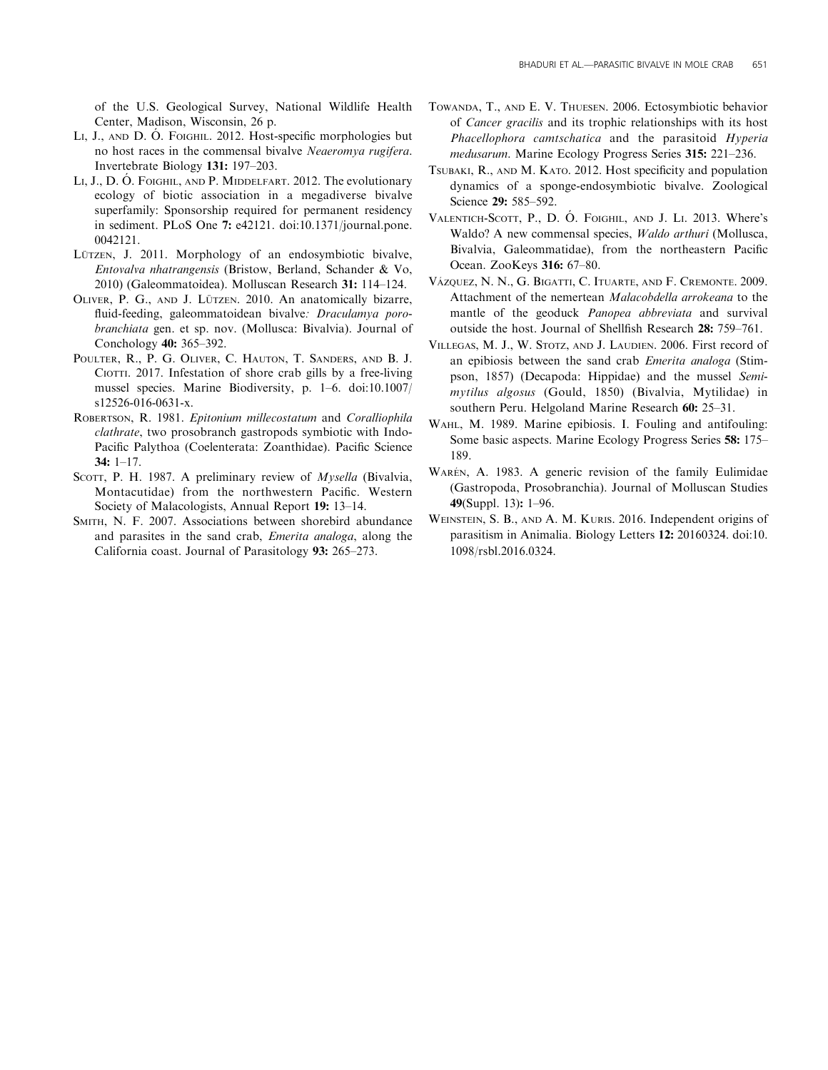of the U.S. Geological Survey, National Wildlife Health Center, Madison, Wisconsin, 26 p.

Li, J., and D. Ó. Foighil. 2012. Host-specific morphologies but no host races in the commensal bivalve *Neaeromya rugifera*. Invertebrate Biology **131:** 197–203.

Li, J., D. Ó. Foighil, and P. Middelfart. 2012. The evolutionary ecology of biotic association in a megadiverse bivalve superfamily: Sponsorship required for permanent residency in sediment. PLoS One **7:** e42121. doi:10.1371/journal.pone.0042121.

Lützen, J. 2011. Morphology of an endosymbiotic bivalve, *Entovalva nhatrangensis* (Bristow, Berland, Schander & Vo, 2010) (Galeommatoidea). Molluscan Research **31:** 114–124.

Oliver, P. G., and J. Lützen. 2010. An anatomically bizarre, fluid-feeding, galeommatoidean bivalve: *Draculamya porobranchiata* gen. et sp. nov. (Mollusca: Bivalvia). Journal of Conchology **40:** 365–392.

Poulter, R., P. G. Oliver, C. Hauton, T. Sanders, and B. J. Ciotti. 2017. Infestation of shore crab gills by a free-living mussel species. Marine Biodiversity, p. 1–6. doi:10.1007/s12526-016-0631-x.

Robertson, R. 1981. *Epitonium millecostatum* and *Coralliophila clathrate*, two prosobranch gastropods symbiotic with Indo-Pacific Palythoa (Coelenterata: Zoanthidae). Pacific Science **34:** 1–17.

Scott, P. H. 1987. A preliminary review of *Mysella* (Bivalvia, Montacutidae) from the northwestern Pacific. Western Society of Malacologists, Annual Report **19:** 13–14.

Smith, N. F. 2007. Associations between shorebird abundance and parasites in the sand crab, *Emerita analoga*, along the California coast. Journal of Parasitology **93:** 265–273.

Towanda, T., and E. V. Thuesen. 2006. Ectosymbiotic behavior of *Cancer gracilis* and its trophic relationships with its host *Phacellophora camtschatica* and the parasitoid *Hyperia medusarum*. Marine Ecology Progress Series **315:** 221–236.

Tsubaki, R., and M. Kato. 2012. Host specificity and population dynamics of a sponge-endosymbiotic bivalve. Zoological Science **29:** 585–592.

Valentich-Scott, P., D. Ó. Foighil, and J. Li. 2013. Where's Waldo? A new commensal species, *Waldo arthuri* (Mollusca, Bivalvia, Galeommatidae), from the northeastern Pacific Ocean. ZooKeys **316:** 67–80.

Vázquez, N. N., G. Bigatti, C. Ituarte, and F. Cremonte. 2009. Attachment of the nemertean *Malacobdella arrokeana* to the mantle of the geoduck *Panopea abbreviata* and survival outside the host. Journal of Shellfish Research **28:** 759–761.

Villegas, M. J., W. Stotz, and J. Laudien. 2006. First record of an epibiosis between the sand crab *Emerita analoga* (Stimpson, 1857) (Decapoda: Hippidae) and the mussel *Semimytilus algosus* (Gould, 1850) (Bivalvia, Mytilidae) in southern Peru. Helgoland Marine Research **60:** 25–31.

Wahl, M. 1989. Marine epibiosis. I. Fouling and antifouling: Some basic aspects. Marine Ecology Progress Series **58:** 175–189.

Warén, A. 1983. A generic revision of the family Eulimidae (Gastropoda, Prosobranchia). Journal of Molluscan Studies **49**(Suppl. 13)**:** 1–96.

Weinstein, S. B., and A. M. Kuris. 2016. Independent origins of parasitism in Animalia. Biology Letters **12:** 20160324. doi:10.1098/rsbl.2016.0324.